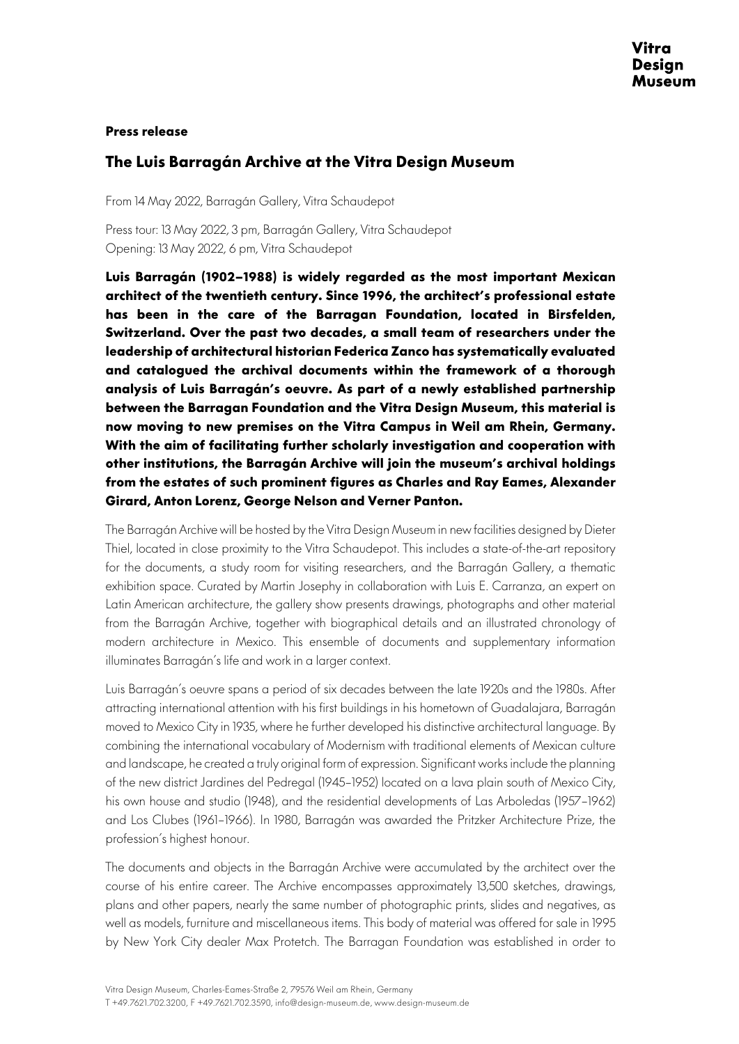**Press release**

## The Luis Barragán Archive at the Vitra Design Museum

From 14 May 2022, Barragán Gallery, Vitra Schaudepot

Press tour: 13 May 2022, 3 pm, Barragán Gallery, Vitra Schaudepot
Opening: 13 May 2022, 6 pm, Vitra Schaudepot

**Luis Barragán (1902–1988) is widely regarded as the most important Mexican architect of the twentieth century. Since 1996, the architect's professional estate has been in the care of the Barragan Foundation, located in Birsfelden, Switzerland. Over the past two decades, a small team of researchers under the leadership of architectural historian Federica Zanco has systematically evaluated and catalogued the archival documents within the framework of a thorough analysis of Luis Barragán's oeuvre. As part of a newly established partnership between the Barragan Foundation and the Vitra Design Museum, this material is now moving to new premises on the Vitra Campus in Weil am Rhein, Germany. With the aim of facilitating further scholarly investigation and cooperation with other institutions, the Barragán Archive will join the museum's archival holdings from the estates of such prominent figures as Charles and Ray Eames, Alexander Girard, Anton Lorenz, George Nelson and Verner Panton.**

The Barragán Archive will be hosted by the Vitra Design Museum in new facilities designed by Dieter Thiel, located in close proximity to the Vitra Schaudepot. This includes a state-of-the-art repository for the documents, a study room for visiting researchers, and the Barragán Gallery, a thematic exhibition space. Curated by Martin Josephy in collaboration with Luis E. Carranza, an expert on Latin American architecture, the gallery show presents drawings, photographs and other material from the Barragán Archive, together with biographical details and an illustrated chronology of modern architecture in Mexico. This ensemble of documents and supplementary information illuminates Barragán's life and work in a larger context.

Luis Barragán's oeuvre spans a period of six decades between the late 1920s and the 1980s. After attracting international attention with his first buildings in his hometown of Guadalajara, Barragán moved to Mexico City in 1935, where he further developed his distinctive architectural language. By combining the international vocabulary of Modernism with traditional elements of Mexican culture and landscape, he created a truly original form of expression. Significant works include the planning of the new district Jardines del Pedregal (1945–1952) located on a lava plain south of Mexico City, his own house and studio (1948), and the residential developments of Las Arboledas (1957–1962) and Los Clubes (1961–1966). In 1980, Barragán was awarded the Pritzker Architecture Prize, the profession's highest honour.

The documents and objects in the Barragán Archive were accumulated by the architect over the course of his entire career. The Archive encompasses approximately 13,500 sketches, drawings, plans and other papers, nearly the same number of photographic prints, slides and negatives, as well as models, furniture and miscellaneous items. This body of material was offered for sale in 1995 by New York City dealer Max Protetch. The Barragan Foundation was established in order to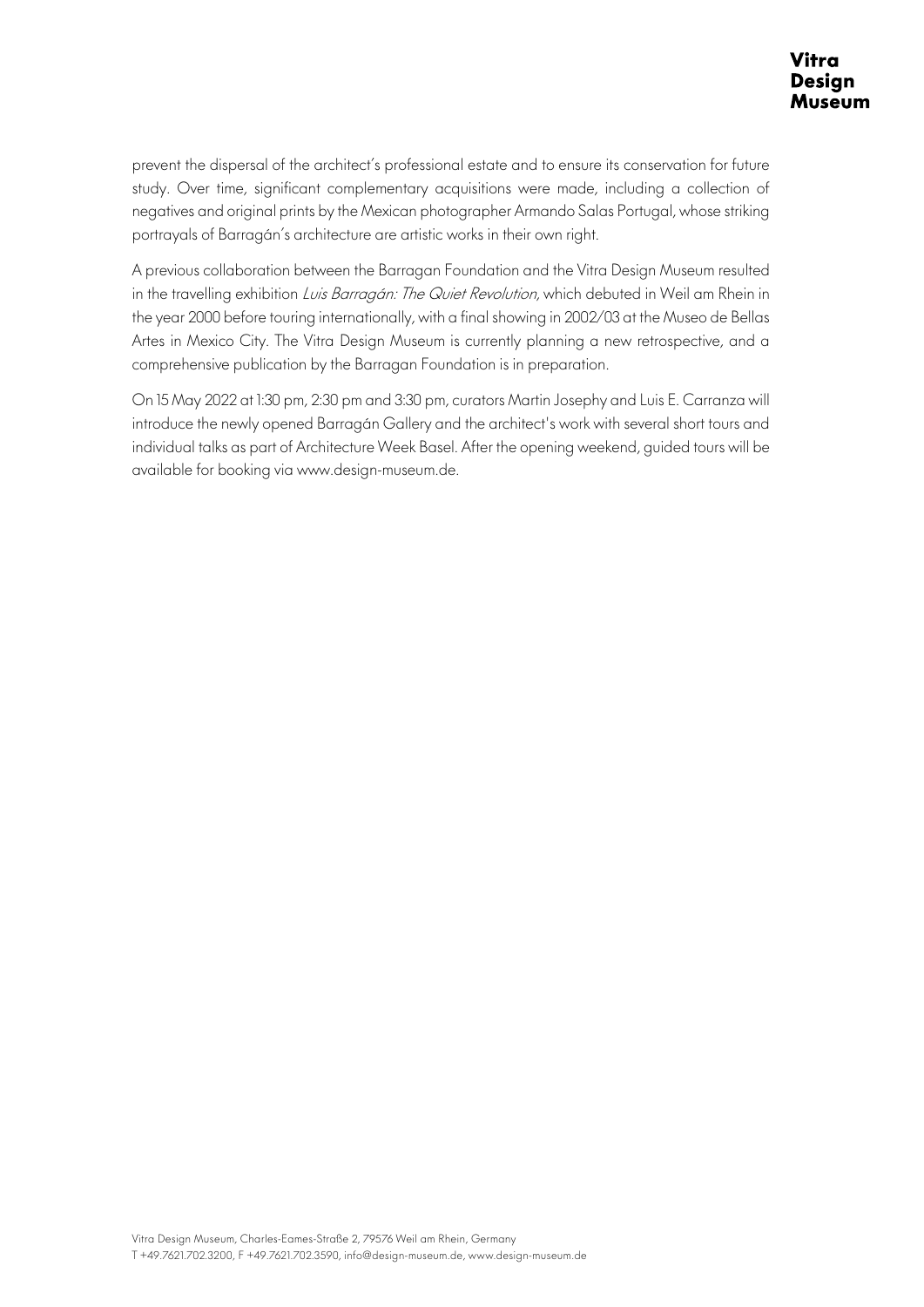prevent the dispersal of the architect's professional estate and to ensure its conservation for future study. Over time, significant complementary acquisitions were made, including a collection of negatives and original prints by the Mexican photographer Armando Salas Portugal, whose striking portrayals of Barragán's architecture are artistic works in their own right.

A previous collaboration between the Barragan Foundation and the Vitra Design Museum resulted in the travelling exhibition *Luis Barragán: The Quiet Revolution*, which debuted in Weil am Rhein in the year 2000 before touring internationally, with a final showing in 2002/03 at the Museo de Bellas Artes in Mexico City. The Vitra Design Museum is currently planning a new retrospective, and a comprehensive publication by the Barragan Foundation is in preparation.

On 15 May 2022 at 1:30 pm, 2:30 pm and 3:30 pm, curators Martin Josephy and Luis E. Carranza will introduce the newly opened Barragán Gallery and the architect's work with several short tours and individual talks as part of Architecture Week Basel. After the opening weekend, guided tours will be available for booking via www.design-museum.de.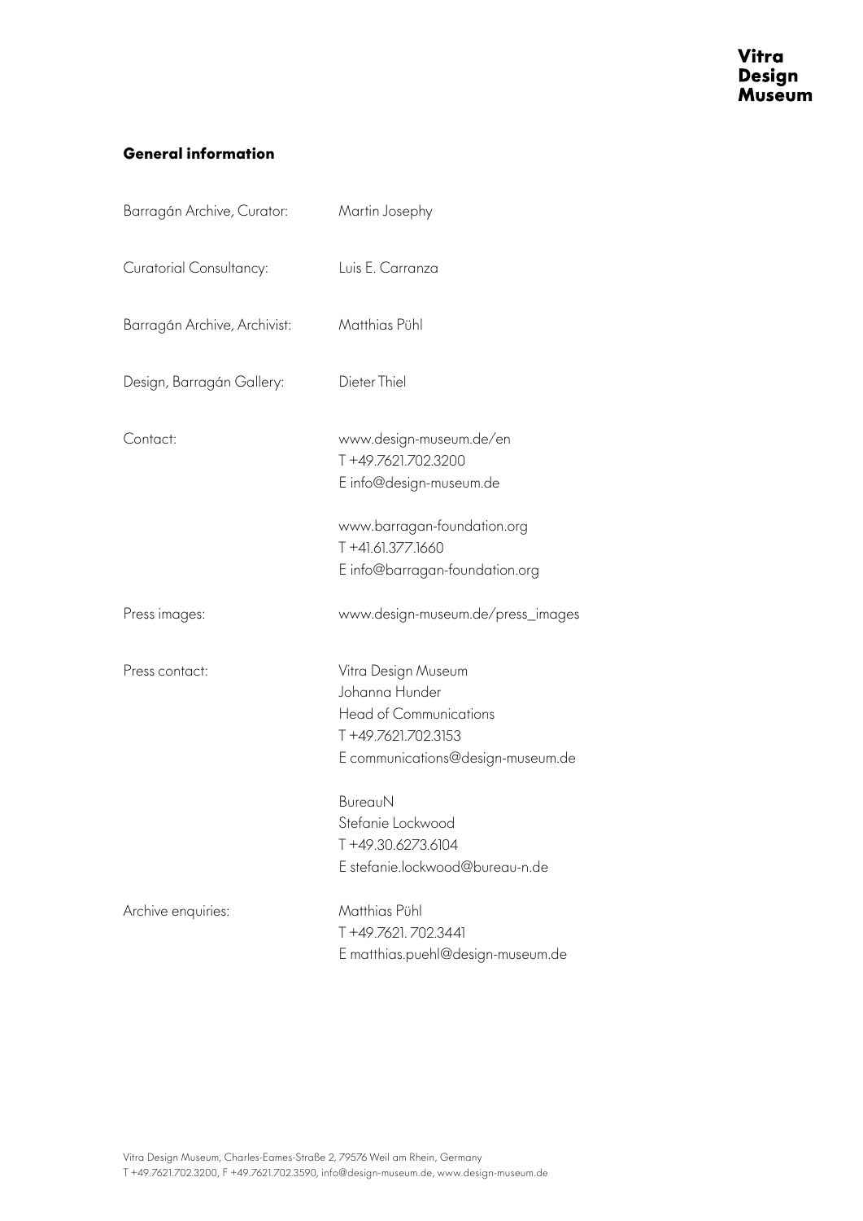## General information

| | |
|---|---|
| Barragán Archive, Curator: | Martin Josephy |
| Curatorial Consultancy: | Luis E. Carranza |
| Barragán Archive, Archivist: | Matthias Pühl |
| Design, Barragán Gallery: | Dieter Thiel |
| Contact: | www.design-museum.de/en<br>T +49.7621.702.3200<br>E info@design-museum.de<br><br>www.barragan-foundation.org<br>T +41.61.377.1660<br>E info@barragan-foundation.org |
| Press images: | www.design-museum.de/press_images |
| Press contact: | Vitra Design Museum<br>Johanna Hunder<br>Head of Communications<br>T +49.7621.702.3153<br>E communications@design-museum.de<br><br>BureauN<br>Stefanie Lockwood<br>T +49.30.6273.6104<br>E stefanie.lockwood@bureau-n.de |
| Archive enquiries: | Matthias Pühl<br>T +49.7621. 702.3441<br>E matthias.puehl@design-museum.de |